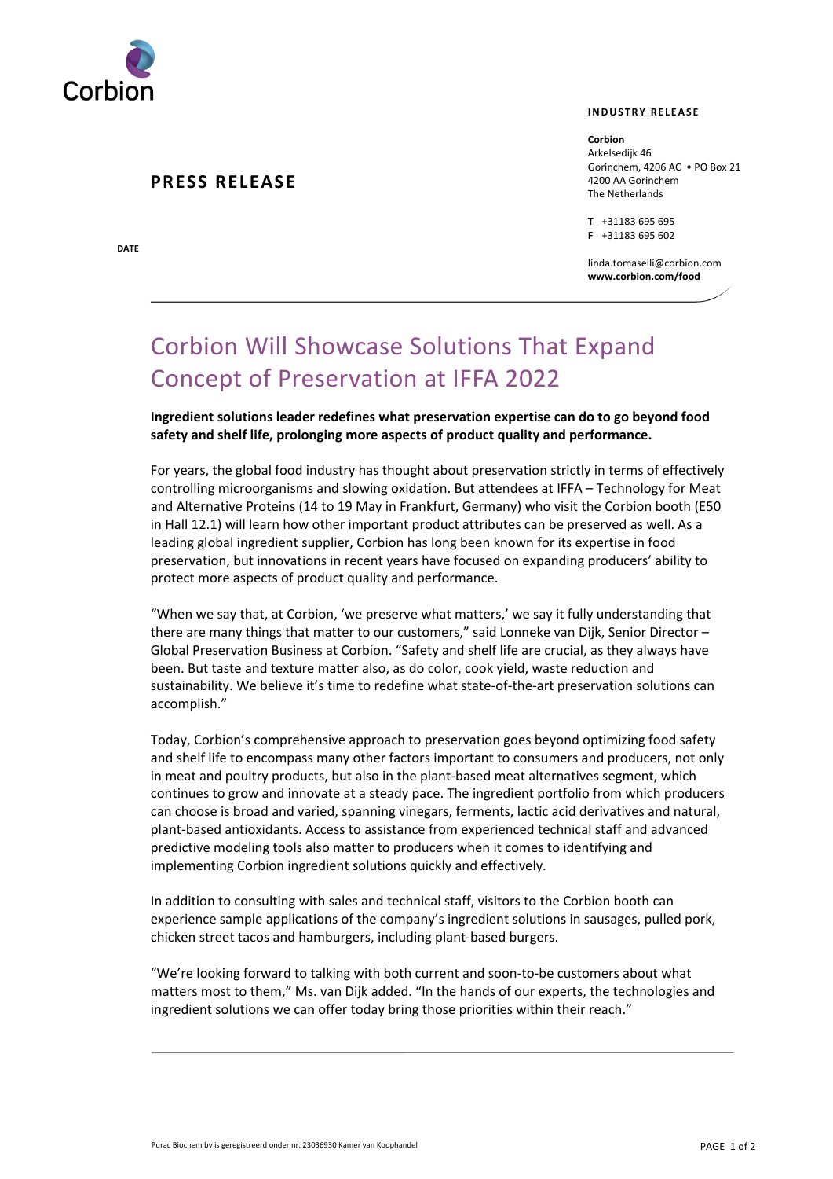Corbion

**PRESS RELEASE**

**DATE**

**INDUSTRY RELEASE**

**Corbion**
Arkelsedijk 46
Gorinchem, 4206 AC • PO Box 21
4200 AA Gorinchem
The Netherlands

**T** +31183 695 695
**F** +31183 695 602

linda.tomaselli@corbion.com
**www.corbion.com/food**

# Corbion Will Showcase Solutions That Expand Concept of Preservation at IFFA 2022

**Ingredient solutions leader redefines what preservation expertise can do to go beyond food safety and shelf life, prolonging more aspects of product quality and performance.**

For years, the global food industry has thought about preservation strictly in terms of effectively controlling microorganisms and slowing oxidation. But attendees at IFFA – Technology for Meat and Alternative Proteins (14 to 19 May in Frankfurt, Germany) who visit the Corbion booth (E50 in Hall 12.1) will learn how other important product attributes can be preserved as well. As a leading global ingredient supplier, Corbion has long been known for its expertise in food preservation, but innovations in recent years have focused on expanding producers' ability to protect more aspects of product quality and performance.

"When we say that, at Corbion, 'we preserve what matters,' we say it fully understanding that there are many things that matter to our customers," said Lonneke van Dijk, Senior Director – Global Preservation Business at Corbion. "Safety and shelf life are crucial, as they always have been. But taste and texture matter also, as do color, cook yield, waste reduction and sustainability. We believe it's time to redefine what state-of-the-art preservation solutions can accomplish."

Today, Corbion's comprehensive approach to preservation goes beyond optimizing food safety and shelf life to encompass many other factors important to consumers and producers, not only in meat and poultry products, but also in the plant-based meat alternatives segment, which continues to grow and innovate at a steady pace. The ingredient portfolio from which producers can choose is broad and varied, spanning vinegars, ferments, lactic acid derivatives and natural, plant-based antioxidants. Access to assistance from experienced technical staff and advanced predictive modeling tools also matter to producers when it comes to identifying and implementing Corbion ingredient solutions quickly and effectively.

In addition to consulting with sales and technical staff, visitors to the Corbion booth can experience sample applications of the company's ingredient solutions in sausages, pulled pork, chicken street tacos and hamburgers, including plant-based burgers.

"We're looking forward to talking with both current and soon-to-be customers about what matters most to them," Ms. van Dijk added. "In the hands of our experts, the technologies and ingredient solutions we can offer today bring those priorities within their reach."

Purac Biochem bv is geregistreerd onder nr. 23036930 Kamer van Koophandel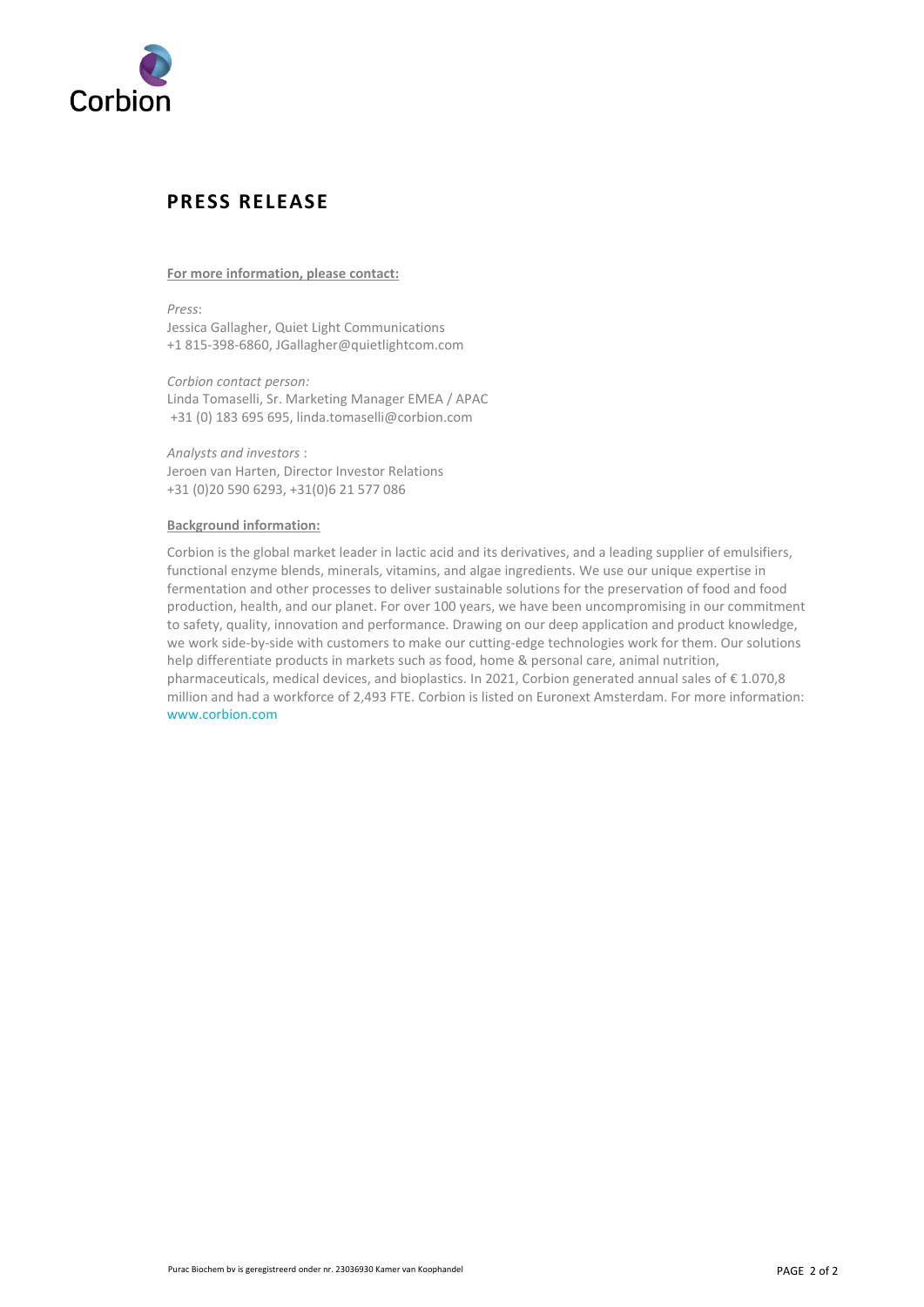# PRESS RELEASE

**For more information, please contact:**

*Press*:
Jessica Gallagher, Quiet Light Communications
+1 815-398-6860, JGallagher@quietlightcom.com

*Corbion contact person:*
Linda Tomaselli, Sr. Marketing Manager EMEA / APAC
+31 (0) 183 695 695, linda.tomaselli@corbion.com

*Analysts and investors* :
Jeroen van Harten, Director Investor Relations
+31 (0)20 590 6293, +31(0)6 21 577 086

**Background information:**

Corbion is the global market leader in lactic acid and its derivatives, and a leading supplier of emulsifiers, functional enzyme blends, minerals, vitamins, and algae ingredients. We use our unique expertise in fermentation and other processes to deliver sustainable solutions for the preservation of food and food production, health, and our planet. For over 100 years, we have been uncompromising in our commitment to safety, quality, innovation and performance. Drawing on our deep application and product knowledge, we work side-by-side with customers to make our cutting-edge technologies work for them. Our solutions help differentiate products in markets such as food, home & personal care, animal nutrition, pharmaceuticals, medical devices, and bioplastics. In 2021, Corbion generated annual sales of € 1.070,8 million and had a workforce of 2,493 FTE. Corbion is listed on Euronext Amsterdam. For more information: www.corbion.com

Purac Biochem bv is geregistreerd onder nr. 23036930 Kamer van Koophandel